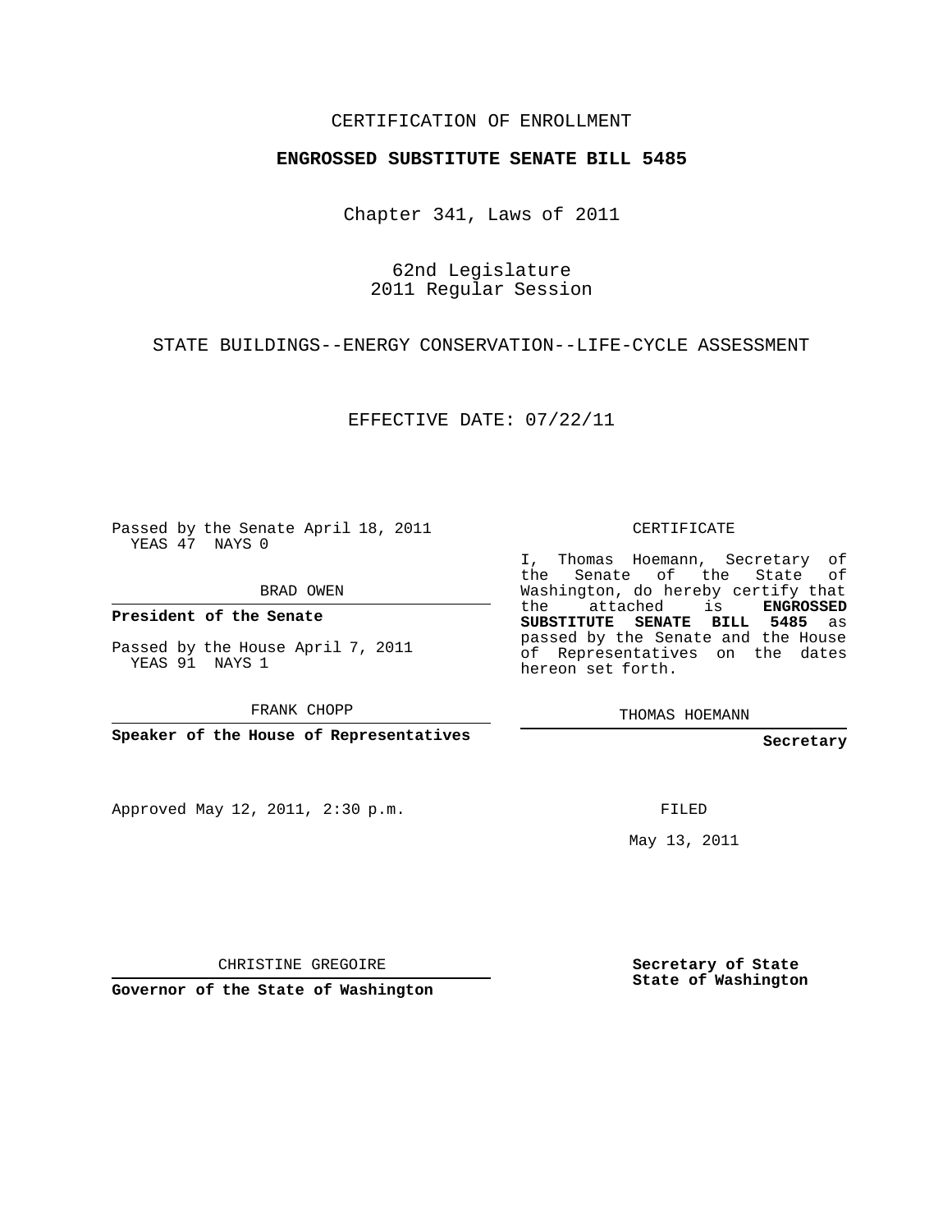CERTIFICATION OF ENROLLMENT

**ENGROSSED SUBSTITUTE SENATE BILL 5485**

Chapter 341, Laws of 2011

62nd Legislature
2011 Regular Session

STATE BUILDINGS--ENERGY CONSERVATION--LIFE-CYCLE ASSESSMENT

EFFECTIVE DATE: 07/22/11

Passed by the Senate April 18, 2011
YEAS 47 NAYS 0

BRAD OWEN

**President of the Senate**

Passed by the House April 7, 2011
YEAS 91 NAYS 1

FRANK CHOPP

**Speaker of the House of Representatives**

Approved May 12, 2011, 2:30 p.m.

CHRISTINE GREGOIRE

**Governor of the State of Washington**

CERTIFICATE

I, Thomas Hoemann, Secretary of the Senate of the State of Washington, do hereby certify that the attached is **ENGROSSED SUBSTITUTE SENATE BILL 5485** as passed by the Senate and the House of Representatives on the dates hereon set forth.

THOMAS HOEMANN

**Secretary**

FILED

May 13, 2011

**Secretary of State**
**State of Washington**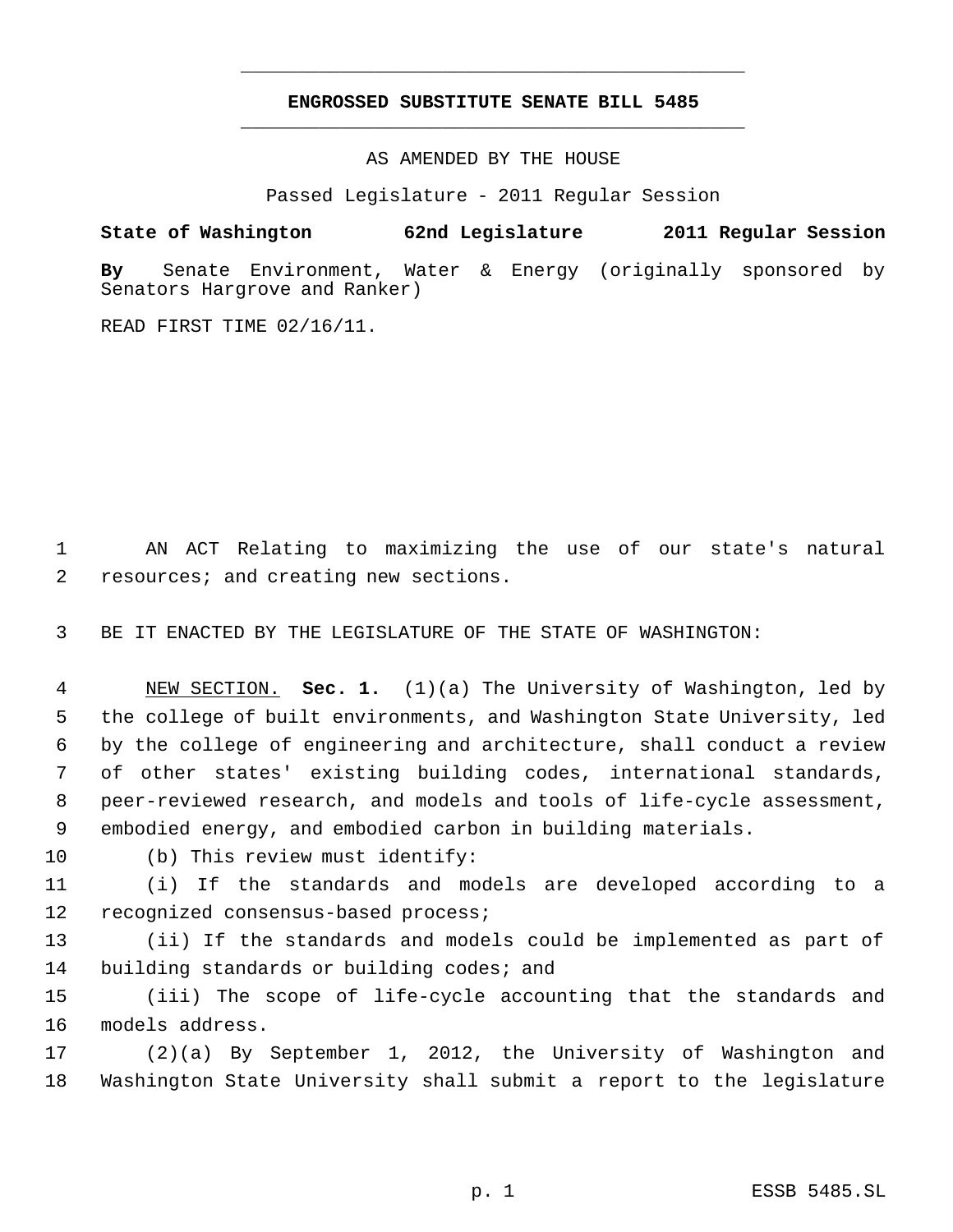**ENGROSSED SUBSTITUTE SENATE BILL 5485**

AS AMENDED BY THE HOUSE

Passed Legislature - 2011 Regular Session

**State of Washington 62nd Legislature 2011 Regular Session**

**By** Senate Environment, Water & Energy (originally sponsored by Senators Hargrove and Ranker)

READ FIRST TIME 02/16/11.

AN ACT Relating to maximizing the use of our state's natural resources; and creating new sections.

BE IT ENACTED BY THE LEGISLATURE OF THE STATE OF WASHINGTON:

NEW SECTION. **Sec. 1.** (1)(a) The University of Washington, led by the college of built environments, and Washington State University, led by the college of engineering and architecture, shall conduct a review of other states' existing building codes, international standards, peer-reviewed research, and models and tools of life-cycle assessment, embodied energy, and embodied carbon in building materials.

(b) This review must identify:

(i) If the standards and models are developed according to a recognized consensus-based process;

(ii) If the standards and models could be implemented as part of building standards or building codes; and

(iii) The scope of life-cycle accounting that the standards and models address.

(2)(a) By September 1, 2012, the University of Washington and Washington State University shall submit a report to the legislature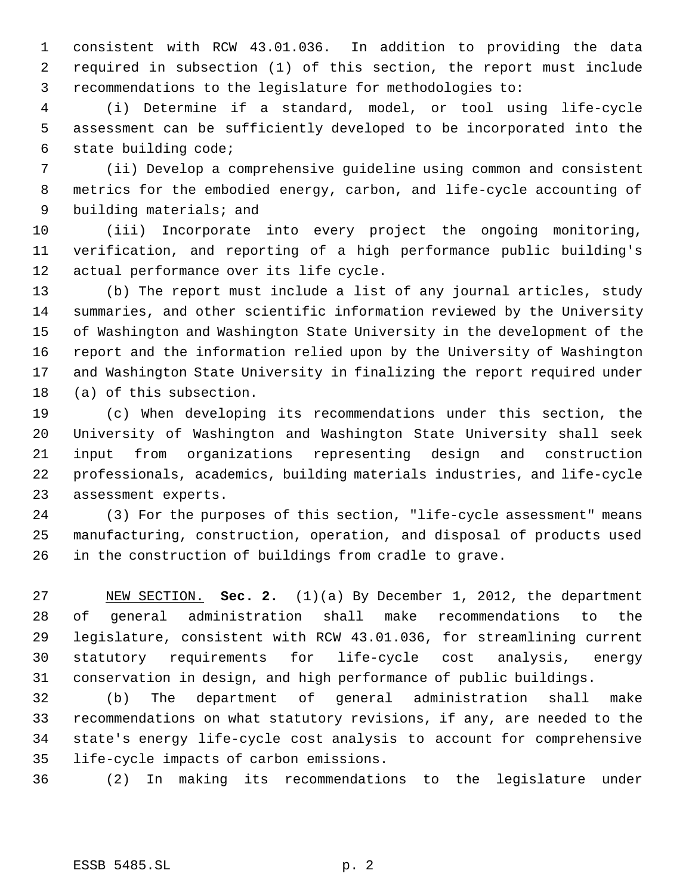consistent with RCW 43.01.036. In addition to providing the data required in subsection (1) of this section, the report must include recommendations to the legislature for methodologies to:

(i) Determine if a standard, model, or tool using life-cycle assessment can be sufficiently developed to be incorporated into the state building code;

(ii) Develop a comprehensive guideline using common and consistent metrics for the embodied energy, carbon, and life-cycle accounting of building materials; and

(iii) Incorporate into every project the ongoing monitoring, verification, and reporting of a high performance public building's actual performance over its life cycle.

(b) The report must include a list of any journal articles, study summaries, and other scientific information reviewed by the University of Washington and Washington State University in the development of the report and the information relied upon by the University of Washington and Washington State University in finalizing the report required under (a) of this subsection.

(c) When developing its recommendations under this section, the University of Washington and Washington State University shall seek input from organizations representing design and construction professionals, academics, building materials industries, and life-cycle assessment experts.

(3) For the purposes of this section, "life-cycle assessment" means manufacturing, construction, operation, and disposal of products used in the construction of buildings from cradle to grave.

NEW SECTION. **Sec. 2.** (1)(a) By December 1, 2012, the department of general administration shall make recommendations to the legislature, consistent with RCW 43.01.036, for streamlining current statutory requirements for life-cycle cost analysis, energy conservation in design, and high performance of public buildings.

(b) The department of general administration shall make recommendations on what statutory revisions, if any, are needed to the state's energy life-cycle cost analysis to account for comprehensive life-cycle impacts of carbon emissions.

(2) In making its recommendations to the legislature under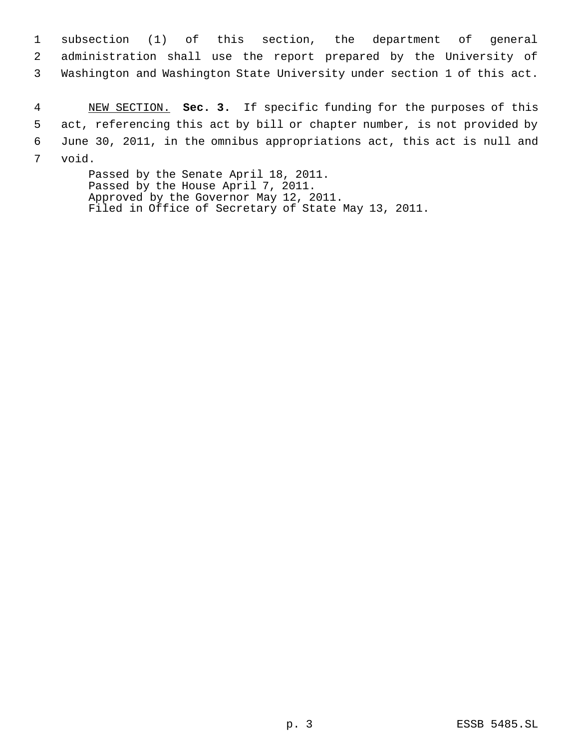subsection (1) of this section, the department of general administration shall use the report prepared by the University of Washington and Washington State University under section 1 of this act.

NEW SECTION. **Sec. 3.** If specific funding for the purposes of this act, referencing this act by bill or chapter number, is not provided by June 30, 2011, in the omnibus appropriations act, this act is null and void.

Passed by the Senate April 18, 2011.
Passed by the House April 7, 2011.
Approved by the Governor May 12, 2011.
Filed in Office of Secretary of State May 13, 2011.